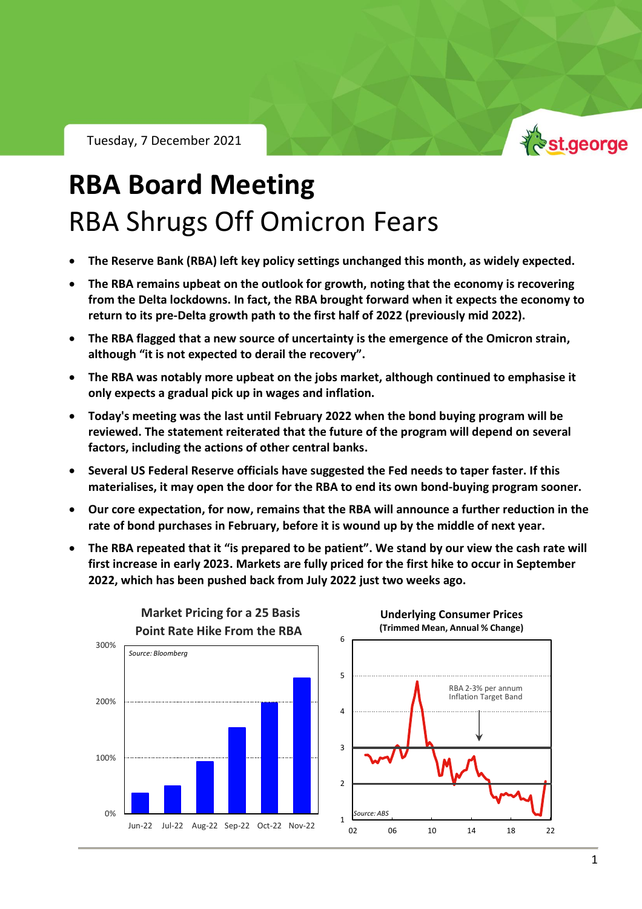Tuesday, 7 December 2021

# RBA Board Meeting

## RBA Shrugs Off Omicron Fears

- **The Reserve Bank (RBA) left key policy settings unchanged this month, as widely expected.**
- **The RBA remains upbeat on the outlook for growth, noting that the economy is recovering from the Delta lockdowns. In fact, the RBA brought forward when it expects the economy to return to its pre-Delta growth path to the first half of 2022 (previously mid 2022).**
- **The RBA flagged that a new source of uncertainty is the emergence of the Omicron strain, although "it is not expected to derail the recovery".**
- **The RBA was notably more upbeat on the jobs market, although continued to emphasise it only expects a gradual pick up in wages and inflation.**
- **Today's meeting was the last until February 2022 when the bond buying program will be reviewed. The statement reiterated that the future of the program will depend on several factors, including the actions of other central banks.**
- **Several US Federal Reserve officials have suggested the Fed needs to taper faster. If this materialises, it may open the door for the RBA to end its own bond-buying program sooner.**
- **Our core expectation, for now, remains that the RBA will announce a further reduction in the rate of bond purchases in February, before it is wound up by the middle of next year.**
- **The RBA repeated that it "is prepared to be patient". We stand by our view the cash rate will first increase in early 2023. Markets are fully priced for the first hike to occur in September 2022, which has been pushed back from July 2022 just two weeks ago.**

**Market Pricing for a 25 Basis Point Rate Hike From the RBA**

*Source: Bloomberg*

**Underlying Consumer Prices (Trimmed Mean, Annual % Change)**

RBA 2-3% per annum Inflation Target Band

*Source: ABS*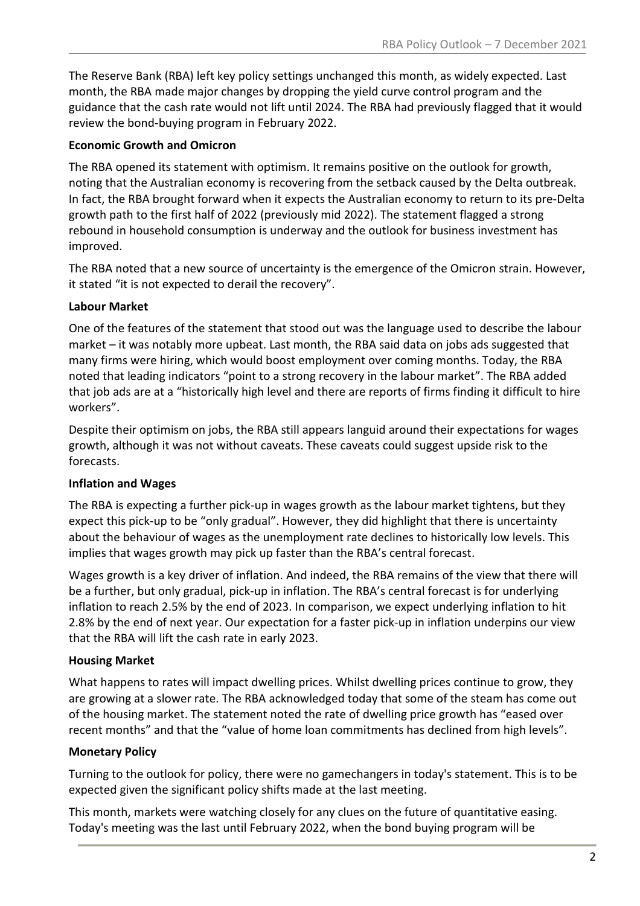The Reserve Bank (RBA) left key policy settings unchanged this month, as widely expected. Last month, the RBA made major changes by dropping the yield curve control program and the guidance that the cash rate would not lift until 2024. The RBA had previously flagged that it would review the bond-buying program in February 2022.

**Economic Growth and Omicron**

The RBA opened its statement with optimism. It remains positive on the outlook for growth, noting that the Australian economy is recovering from the setback caused by the Delta outbreak. In fact, the RBA brought forward when it expects the Australian economy to return to its pre-Delta growth path to the first half of 2022 (previously mid 2022). The statement flagged a strong rebound in household consumption is underway and the outlook for business investment has improved.

The RBA noted that a new source of uncertainty is the emergence of the Omicron strain. However, it stated "it is not expected to derail the recovery".

**Labour Market**

One of the features of the statement that stood out was the language used to describe the labour market – it was notably more upbeat. Last month, the RBA said data on jobs ads suggested that many firms were hiring, which would boost employment over coming months. Today, the RBA noted that leading indicators "point to a strong recovery in the labour market". The RBA added that job ads are at a "historically high level and there are reports of firms finding it difficult to hire workers".

Despite their optimism on jobs, the RBA still appears languid around their expectations for wages growth, although it was not without caveats. These caveats could suggest upside risk to the forecasts.

**Inflation and Wages**

The RBA is expecting a further pick-up in wages growth as the labour market tightens, but they expect this pick-up to be "only gradual". However, they did highlight that there is uncertainty about the behaviour of wages as the unemployment rate declines to historically low levels. This implies that wages growth may pick up faster than the RBA's central forecast.

Wages growth is a key driver of inflation. And indeed, the RBA remains of the view that there will be a further, but only gradual, pick-up in inflation. The RBA's central forecast is for underlying inflation to reach 2.5% by the end of 2023. In comparison, we expect underlying inflation to hit 2.8% by the end of next year. Our expectation for a faster pick-up in inflation underpins our view that the RBA will lift the cash rate in early 2023.

**Housing Market**

What happens to rates will impact dwelling prices. Whilst dwelling prices continue to grow, they are growing at a slower rate. The RBA acknowledged today that some of the steam has come out of the housing market. The statement noted the rate of dwelling price growth has "eased over recent months" and that the "value of home loan commitments has declined from high levels".

**Monetary Policy**

Turning to the outlook for policy, there were no gamechangers in today's statement. This is to be expected given the significant policy shifts made at the last meeting.

This month, markets were watching closely for any clues on the future of quantitative easing. Today's meeting was the last until February 2022, when the bond buying program will be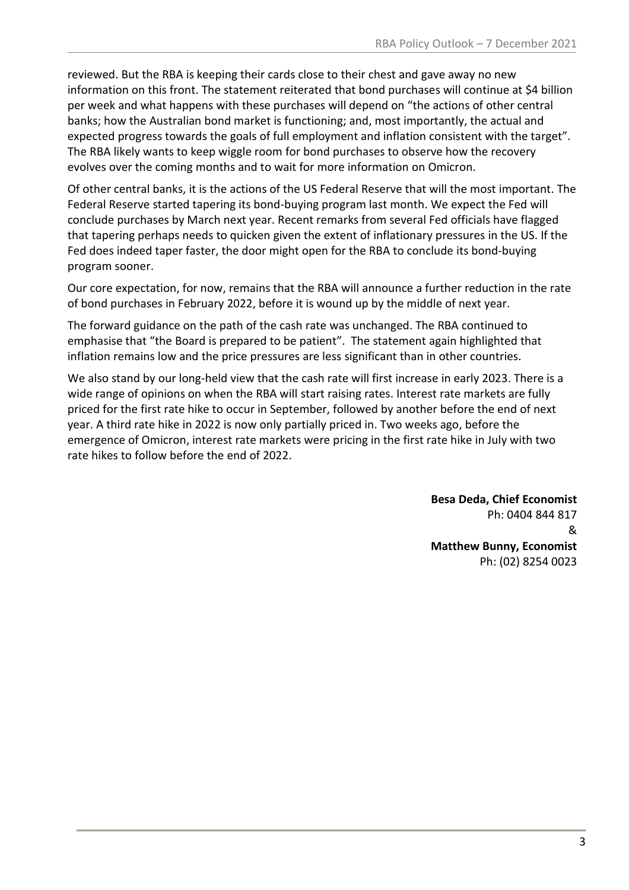reviewed. But the RBA is keeping their cards close to their chest and gave away no new information on this front. The statement reiterated that bond purchases will continue at $4 billion per week and what happens with these purchases will depend on "the actions of other central banks; how the Australian bond market is functioning; and, most importantly, the actual and expected progress towards the goals of full employment and inflation consistent with the target". The RBA likely wants to keep wiggle room for bond purchases to observe how the recovery evolves over the coming months and to wait for more information on Omicron.

Of other central banks, it is the actions of the US Federal Reserve that will the most important. The Federal Reserve started tapering its bond-buying program last month. We expect the Fed will conclude purchases by March next year. Recent remarks from several Fed officials have flagged that tapering perhaps needs to quicken given the extent of inflationary pressures in the US. If the Fed does indeed taper faster, the door might open for the RBA to conclude its bond-buying program sooner.

Our core expectation, for now, remains that the RBA will announce a further reduction in the rate of bond purchases in February 2022, before it is wound up by the middle of next year.

The forward guidance on the path of the cash rate was unchanged. The RBA continued to emphasise that "the Board is prepared to be patient". The statement again highlighted that inflation remains low and the price pressures are less significant than in other countries.

We also stand by our long-held view that the cash rate will first increase in early 2023. There is a wide range of opinions on when the RBA will start raising rates. Interest rate markets are fully priced for the first rate hike to occur in September, followed by another before the end of next year. A third rate hike in 2022 is now only partially priced in. Two weeks ago, before the emergence of Omicron, interest rate markets were pricing in the first rate hike in July with two rate hikes to follow before the end of 2022.

**Besa Deda, Chief Economist**
Ph: 0404 844 817
&
**Matthew Bunny, Economist**
Ph: (02) 8254 0023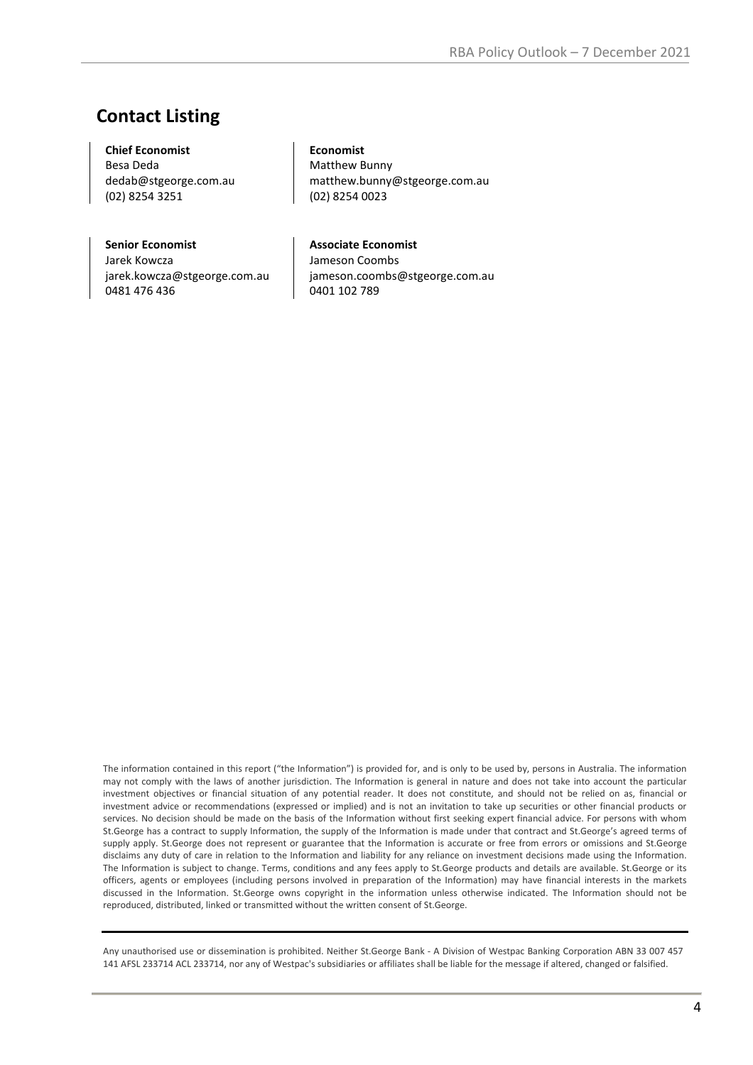## Contact Listing

**Chief Economist**
Besa Deda
dedab@stgeorge.com.au
(02) 8254 3251

**Economist**
Matthew Bunny
matthew.bunny@stgeorge.com.au
(02) 8254 0023

**Senior Economist**
Jarek Kowcza
jarek.kowcza@stgeorge.com.au
0481 476 436

**Associate Economist**
Jameson Coombs
jameson.coombs@stgeorge.com.au
0401 102 789

The information contained in this report ("the Information") is provided for, and is only to be used by, persons in Australia. The information may not comply with the laws of another jurisdiction. The Information is general in nature and does not take into account the particular investment objectives or financial situation of any potential reader. It does not constitute, and should not be relied on as, financial or investment advice or recommendations (expressed or implied) and is not an invitation to take up securities or other financial products or services. No decision should be made on the basis of the Information without first seeking expert financial advice. For persons with whom St.George has a contract to supply Information, the supply of the Information is made under that contract and St.George's agreed terms of supply apply. St.George does not represent or guarantee that the Information is accurate or free from errors or omissions and St.George disclaims any duty of care in relation to the Information and liability for any reliance on investment decisions made using the Information. The Information is subject to change. Terms, conditions and any fees apply to St.George products and details are available. St.George or its officers, agents or employees (including persons involved in preparation of the Information) may have financial interests in the markets discussed in the Information. St.George owns copyright in the information unless otherwise indicated. The Information should not be reproduced, distributed, linked or transmitted without the written consent of St.George.

Any unauthorised use or dissemination is prohibited. Neither St.George Bank - A Division of Westpac Banking Corporation ABN 33 007 457 141 AFSL 233714 ACL 233714, nor any of Westpac's subsidiaries or affiliates shall be liable for the message if altered, changed or falsified.